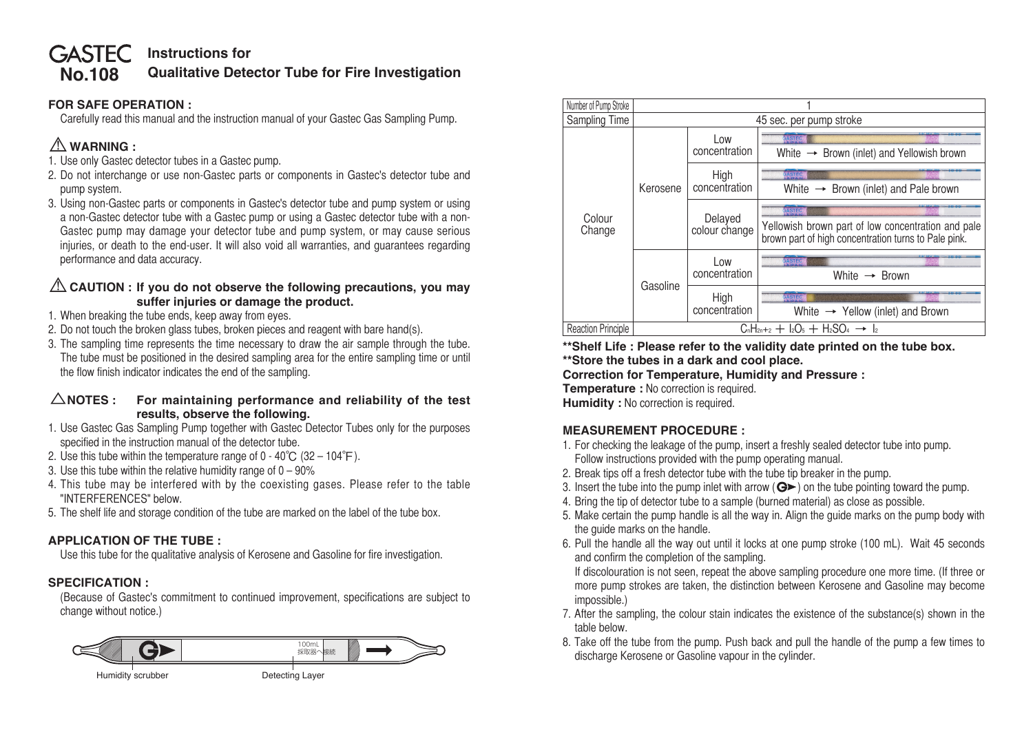# GASTEC No.108

## Instructions for Qualitative Detector Tube for Fire Investigation

### FOR SAFE OPERATION :

Carefully read this manual and the instruction manual of your Gastec Gas Sampling Pump.

### ⚠ WARNING :

1. Use only Gastec detector tubes in a Gastec pump.
2. Do not interchange or use non-Gastec parts or components in Gastec's detector tube and pump system.
3. Using non-Gastec parts or components in Gastec's detector tube and pump system or using a non-Gastec detector tube with a Gastec pump or using a Gastec detector tube with a non-Gastec pump may damage your detector tube and pump system, or may cause serious injuries, or death to the end-user. It will also void all warranties, and guarantees regarding performance and data accuracy.

### ⚠ CAUTION : If you do not observe the following precautions, you may suffer injuries or damage the product.

1. When breaking the tube ends, keep away from eyes.
2. Do not touch the broken glass tubes, broken pieces and reagent with bare hand(s).
3. The sampling time represents the time necessary to draw the air sample through the tube. The tube must be positioned in the desired sampling area for the entire sampling time or until the flow finish indicator indicates the end of the sampling.

### △NOTES : For maintaining performance and reliability of the test results, observe the following.

1. Use Gastec Gas Sampling Pump together with Gastec Detector Tubes only for the purposes specified in the instruction manual of the detector tube.
2. Use this tube within the temperature range of 0 - 40℃ (32 – 104°F).
3. Use this tube within the relative humidity range of 0 – 90%
4. This tube may be interfered with by the coexisting gases. Please refer to the table "INTERFERENCES" below.
5. The shelf life and storage condition of the tube are marked on the label of the tube box.

### APPLICATION OF THE TUBE :

Use this tube for the qualitative analysis of Kerosene and Gasoline for fire investigation.

### SPECIFICATION :

(Because of Gastec's commitment to continued improvement, specifications are subject to change without notice.)

100mL 採取器へ接続

Humidity scrubber — Detecting Layer

| Number of Pump Stroke | | | 1 |
|---|---|---|---|
| Sampling Time | | | 45 sec. per pump stroke |
| Colour Change | Kerosene | Low concentration | White → Brown (inlet) and Yellowish brown |
| | | High concentration | White → Brown (inlet) and Pale brown |
| | | Delayed colour change | Yellowish brown part of low concentration and pale brown part of high concentration turns to Pale pink. |
| | Gasoline | Low concentration | White → Brown |
| | | High concentration | White → Yellow (inlet) and Brown |
| Reaction Principle | | | $C_nH_{2n+2} + I_2O_5 + H_2SO_4 \rightarrow I_2$ |

**\*\*Shelf Life : Please refer to the validity date printed on the tube box.**
**\*\*Store the tubes in a dark and cool place.**

**Correction for Temperature, Humidity and Pressure :**
**Temperature :** No correction is required.
**Humidity :** No correction is required.

### MEASUREMENT PROCEDURE :

1. For checking the leakage of the pump, insert a freshly sealed detector tube into pump. Follow instructions provided with the pump operating manual.
2. Break tips off a fresh detector tube with the tube tip breaker in the pump.
3. Insert the tube into the pump inlet with arrow (G►) on the tube pointing toward the pump.
4. Bring the tip of detector tube to a sample (burned material) as close as possible.
5. Make certain the pump handle is all the way in. Align the guide marks on the pump body with the guide marks on the handle.
6. Pull the handle all the way out until it locks at one pump stroke (100 mL). Wait 45 seconds and confirm the completion of the sampling.
   If discolouration is not seen, repeat the above sampling procedure one more time. (If three or more pump strokes are taken, the distinction between Kerosene and Gasoline may become impossible.)
7. After the sampling, the colour stain indicates the existence of the substance(s) shown in the table below.
8. Take off the tube from the pump. Push back and pull the handle of the pump a few times to discharge Kerosene or Gasoline vapour in the cylinder.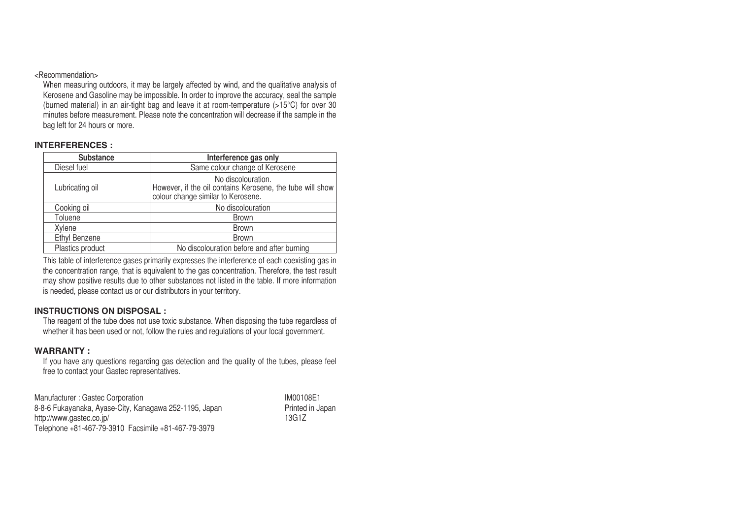<Recommendation>

When measuring outdoors, it may be largely affected by wind, and the qualitative analysis of Kerosene and Gasoline may be impossible. In order to improve the accuracy, seal the sample (burned material) in an air-tight bag and leave it at room-temperature (>15°C) for over 30 minutes before measurement. Please note the concentration will decrease if the sample in the bag left for 24 hours or more.

### INTERFERENCES :

| Substance | Interference gas only |
|---|---|
| Diesel fuel | Same colour change of Kerosene |
| Lubricating oil | No discolouration. However, if the oil contains Kerosene, the tube will show colour change similar to Kerosene. |
| Cooking oil | No discolouration |
| Toluene | Brown |
| Xylene | Brown |
| Ethyl Benzene | Brown |
| Plastics product | No discolouration before and after burning |

This table of interference gases primarily expresses the interference of each coexisting gas in the concentration range, that is equivalent to the gas concentration. Therefore, the test result may show positive results due to other substances not listed in the table. If more information is needed, please contact us or our distributors in your territory.

### INSTRUCTIONS ON DISPOSAL :

The reagent of the tube does not use toxic substance. When disposing the tube regardless of whether it has been used or not, follow the rules and regulations of your local government.

### WARRANTY :

If you have any questions regarding gas detection and the quality of the tubes, please feel free to contact your Gastec representatives.

Manufacturer : Gastec Corporation
8-8-6 Fukayanaka, Ayase-City, Kanagawa 252-1195, Japan
http://www.gastec.co.jp/
Telephone +81-467-79-3910 Facsimile +81-467-79-3979

IM00108E1
Printed in Japan
13G1Z